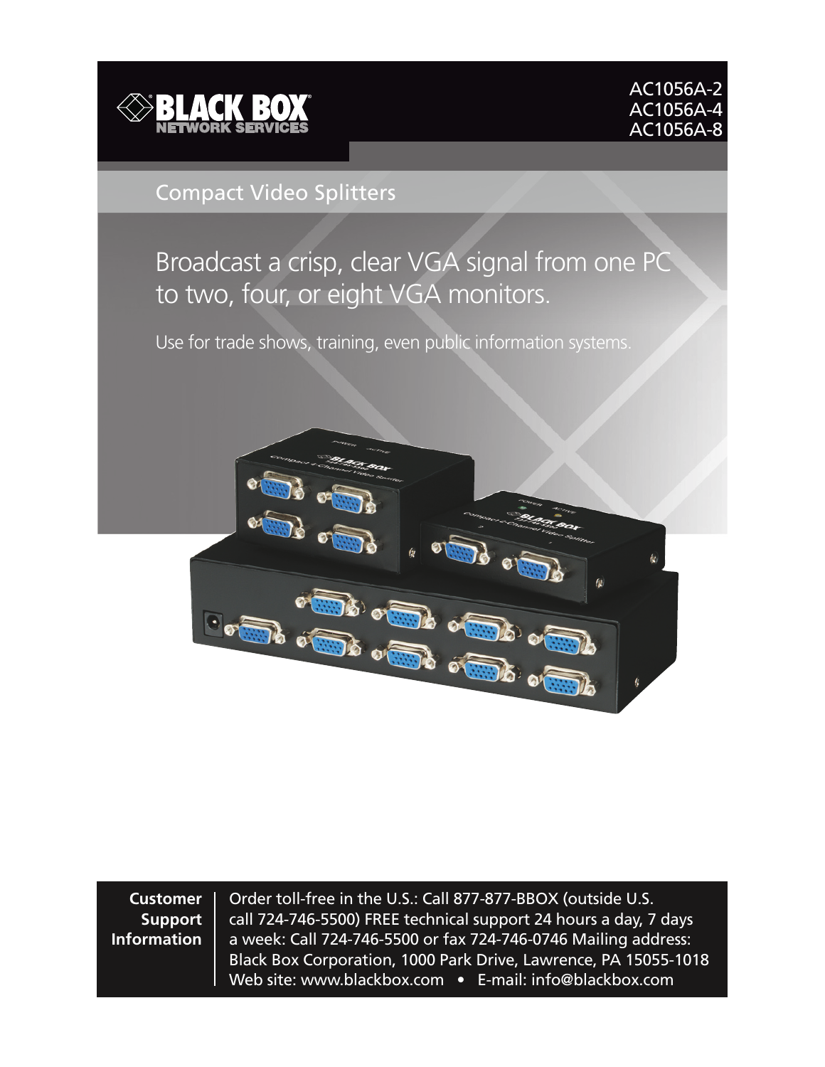BLACK BOX® NETWORK SERVICES

AC1056A-2
AC1056A-4
AC1056A-8

# Compact Video Splitters

## Broadcast a crisp, clear VGA signal from one PC to two, four, or eight VGA monitors.

Use for trade shows, training, even public information systems.

**Customer Support Information**

Order toll-free in the U.S.: Call 877-877-BBOX (outside U.S. call 724-746-5500) FREE technical support 24 hours a day, 7 days a week: Call 724-746-5500 or fax 724-746-0746 Mailing address: Black Box Corporation, 1000 Park Drive, Lawrence, PA 15055-1018 Web site: www.blackbox.com • E-mail: info@blackbox.com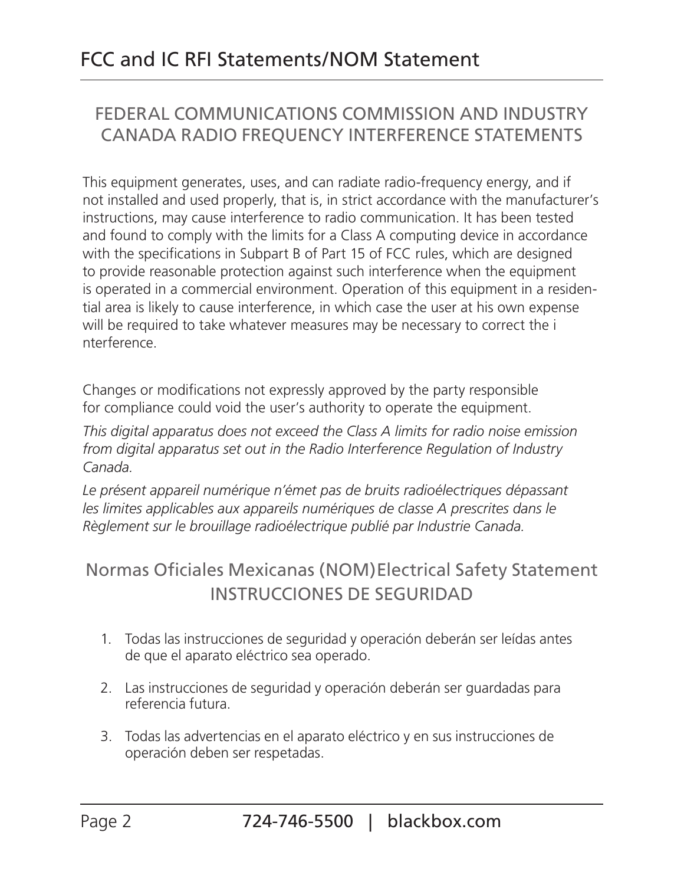# FCC and IC RFI Statements/NOM Statement

## FEDERAL COMMUNICATIONS COMMISSION AND INDUSTRY CANADA RADIO FREQUENCY INTERFERENCE STATEMENTS

This equipment generates, uses, and can radiate radio-frequency energy, and if not installed and used properly, that is, in strict accordance with the manufacturer's instructions, may cause interference to radio communication. It has been tested and found to comply with the limits for a Class A computing device in accordance with the specifications in Subpart B of Part 15 of FCC rules, which are designed to provide reasonable protection against such interference when the equipment is operated in a commercial environment. Operation of this equipment in a residential area is likely to cause interference, in which case the user at his own expense will be required to take whatever measures may be necessary to correct the interference.

Changes or modifications not expressly approved by the party responsible for compliance could void the user's authority to operate the equipment.

*This digital apparatus does not exceed the Class A limits for radio noise emission from digital apparatus set out in the Radio Interference Regulation of Industry Canada.*

*Le présent appareil numérique n'émet pas de bruits radioélectriques dépassant les limites applicables aux appareils numériques de classe A prescrites dans le Règlement sur le brouillage radioélectrique publié par Industrie Canada.*

## Normas Oficiales Mexicanas (NOM) Electrical Safety Statement INSTRUCCIONES DE SEGURIDAD

1. Todas las instrucciones de seguridad y operación deberán ser leídas antes de que el aparato eléctrico sea operado.
2. Las instrucciones de seguridad y operación deberán ser guardadas para referencia futura.
3. Todas las advertencias en el aparato eléctrico y en sus instrucciones de operación deben ser respetadas.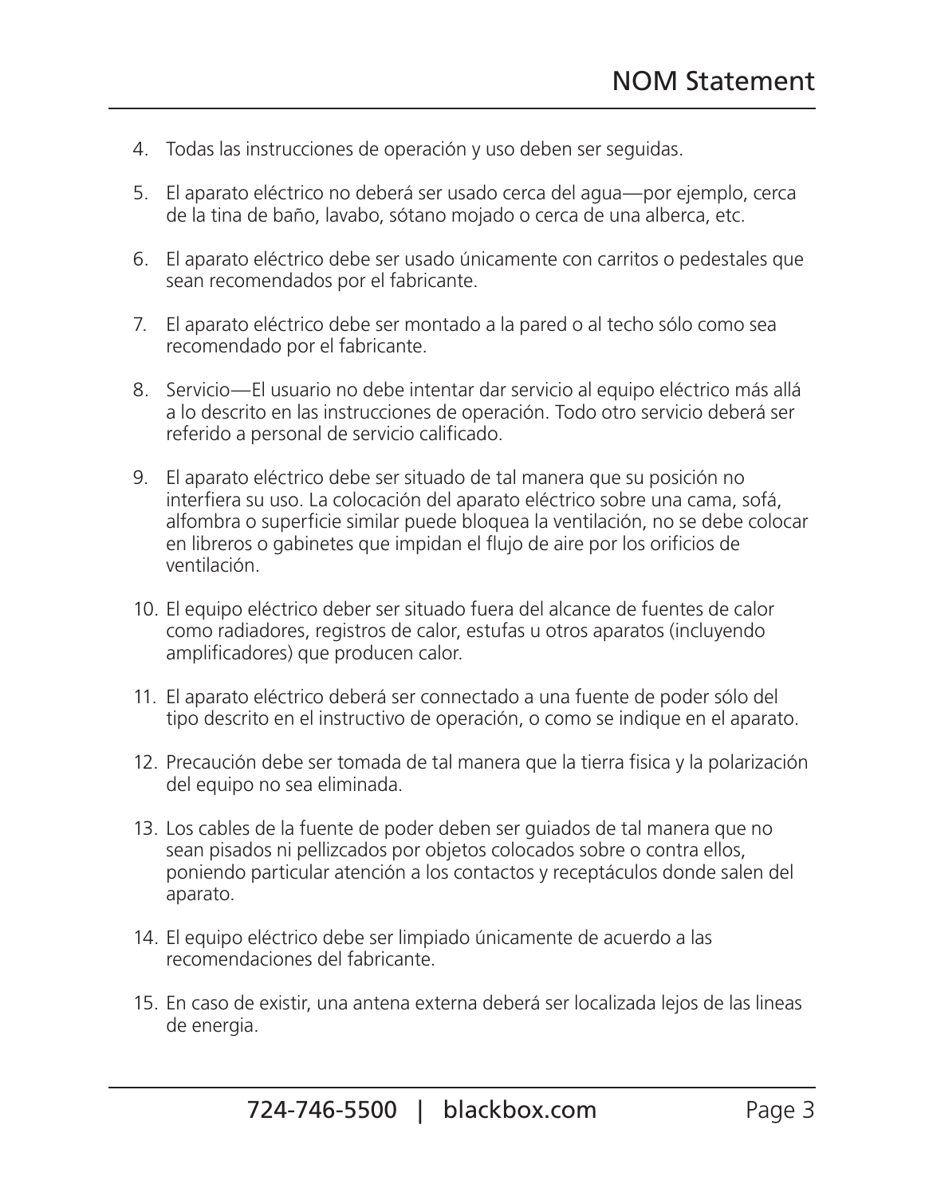4. Todas las instrucciones de operación y uso deben ser seguidas.

5. El aparato eléctrico no deberá ser usado cerca del agua—por ejemplo, cerca de la tina de baño, lavabo, sótano mojado o cerca de una alberca, etc.

6. El aparato eléctrico debe ser usado únicamente con carritos o pedestales que sean recomendados por el fabricante.

7. El aparato eléctrico debe ser montado a la pared o al techo sólo como sea recomendado por el fabricante.

8. Servicio—El usuario no debe intentar dar servicio al equipo eléctrico más allá a lo descrito en las instrucciones de operación. Todo otro servicio deberá ser referido a personal de servicio calificado.

9. El aparato eléctrico debe ser situado de tal manera que su posición no interfiera su uso. La colocación del aparato eléctrico sobre una cama, sofá, alfombra o superficie similar puede bloquea la ventilación, no se debe colocar en libreros o gabinetes que impidan el flujo de aire por los orificios de ventilación.

10. El equipo eléctrico deber ser situado fuera del alcance de fuentes de calor como radiadores, registros de calor, estufas u otros aparatos (incluyendo amplificadores) que producen calor.

11. El aparato eléctrico deberá ser connectado a una fuente de poder sólo del tipo descrito en el instructivo de operación, o como se indique en el aparato.

12. Precaución debe ser tomada de tal manera que la tierra fisica y la polarización del equipo no sea eliminada.

13. Los cables de la fuente de poder deben ser guiados de tal manera que no sean pisados ni pellizcados por objetos colocados sobre o contra ellos, poniendo particular atención a los contactos y receptáculos donde salen del aparato.

14. El equipo eléctrico debe ser limpiado únicamente de acuerdo a las recomendaciones del fabricante.

15. En caso de existir, una antena externa deberá ser localizada lejos de las lineas de energia.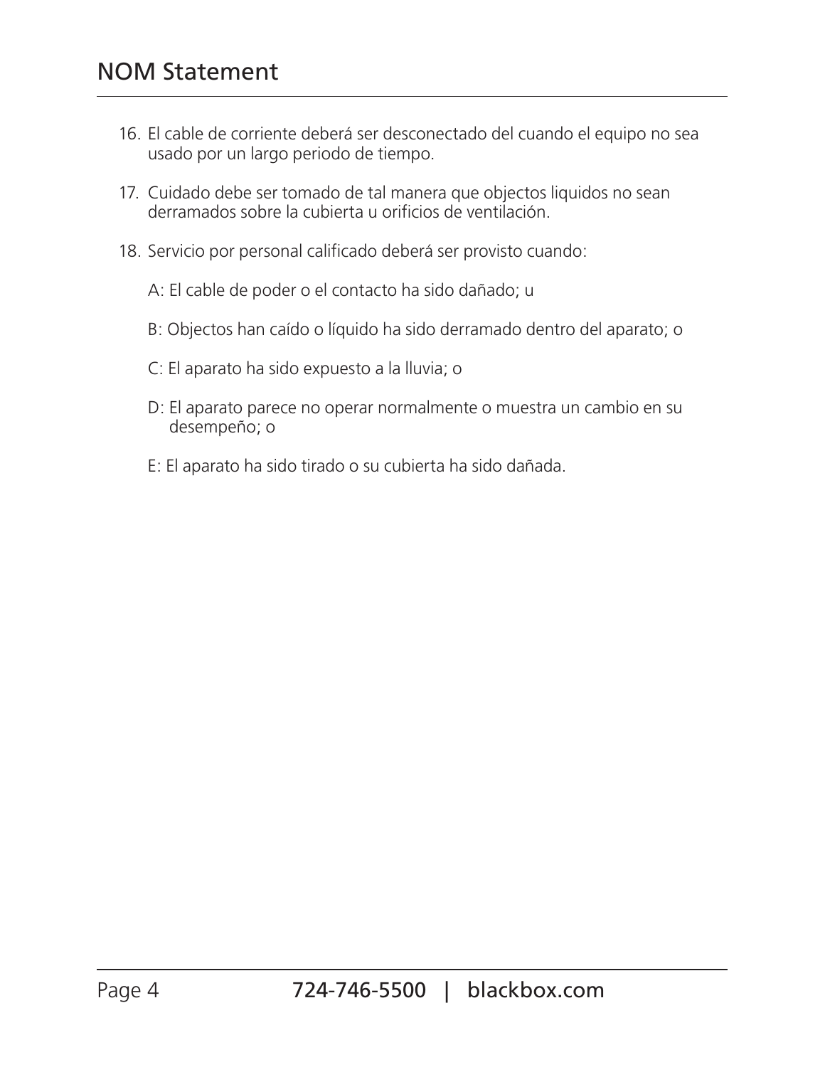# NOM Statement

16. El cable de corriente deberá ser desconectado del cuando el equipo no sea usado por un largo periodo de tiempo.

17. Cuidado debe ser tomado de tal manera que objectos liquidos no sean derramados sobre la cubierta u orificios de ventilación.

18. Servicio por personal calificado deberá ser provisto cuando:

    A: El cable de poder o el contacto ha sido dañado; u

    B: Objectos han caído o líquido ha sido derramado dentro del aparato; o

    C: El aparato ha sido expuesto a la lluvia; o

    D: El aparato parece no operar normalmente o muestra un cambio en su desempeño; o

    E: El aparato ha sido tirado o su cubierta ha sido dañada.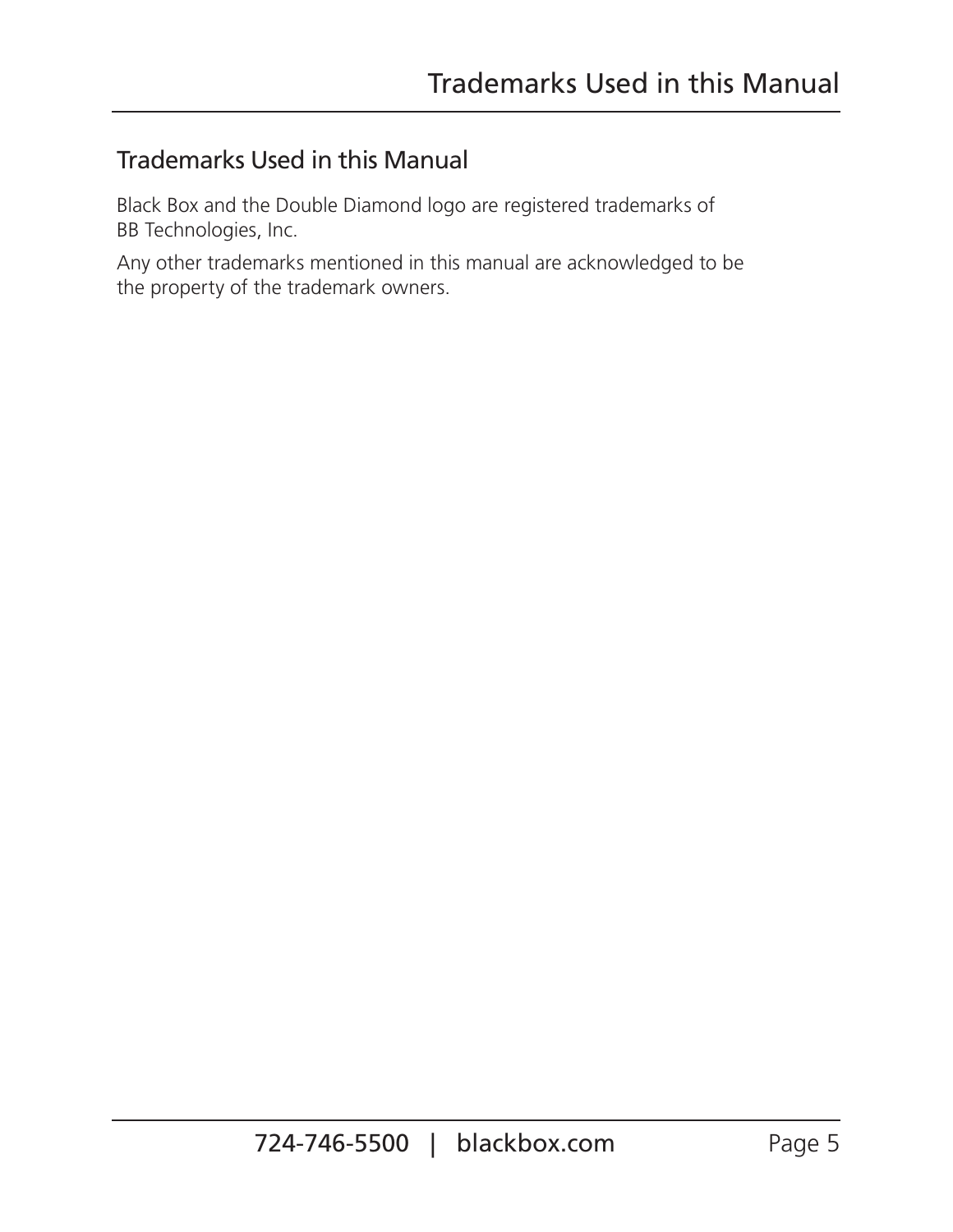## Trademarks Used in this Manual

Black Box and the Double Diamond logo are registered trademarks of BB Technologies, Inc.

Any other trademarks mentioned in this manual are acknowledged to be the property of the trademark owners.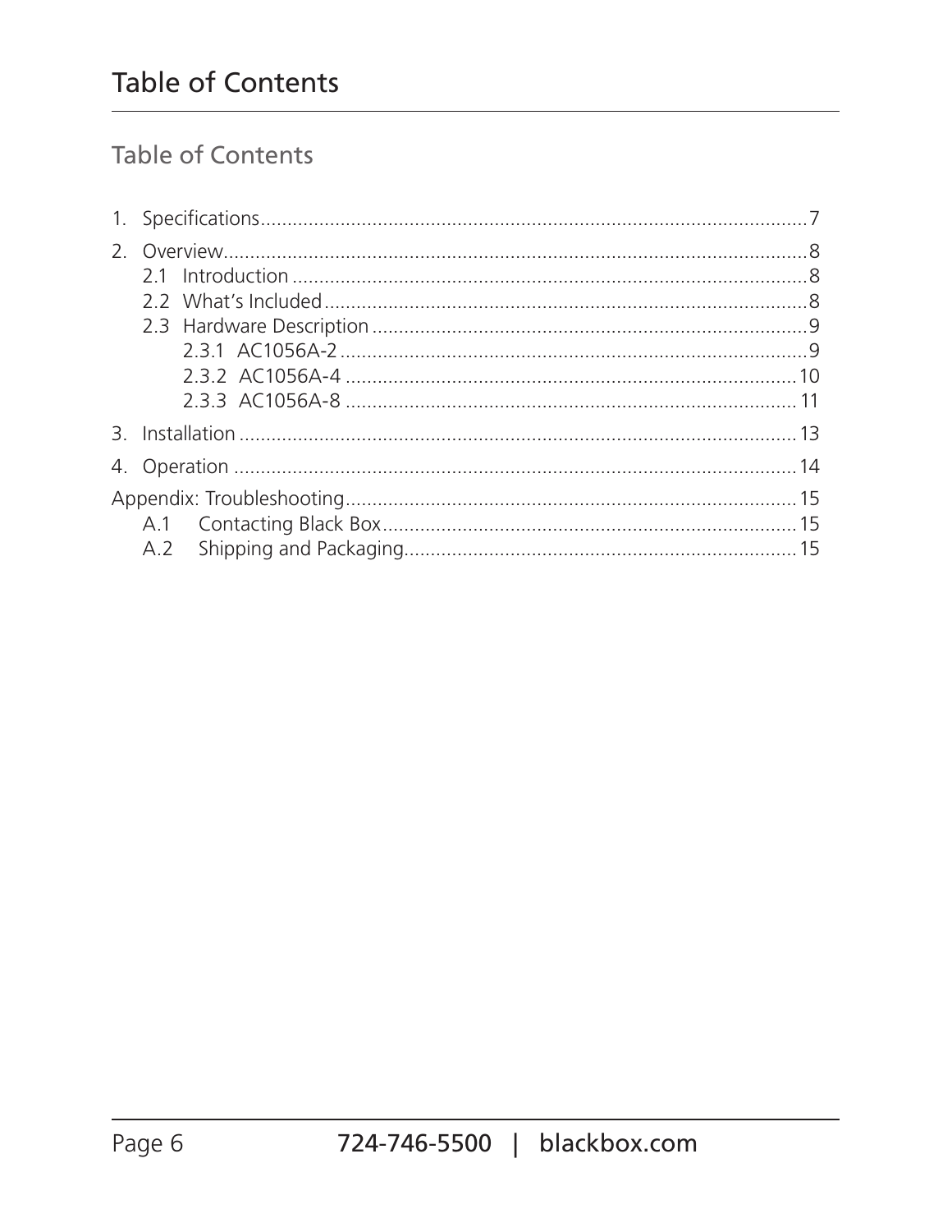# Table of Contents

## Table of Contents

1. Specifications.......................................................................................................7
2. Overview..............................................................................................................8
   - 2.1 Introduction.................................................................................................8
   - 2.2 What's Included...........................................................................................8
   - 2.3 Hardware Description..................................................................................9
     - 2.3.1 AC1056A-2........................................................................................9
     - 2.3.2 AC1056A-4......................................................................................10
     - 2.3.3 AC1056A-8......................................................................................11
3. Installation.........................................................................................................13
4. Operation...........................................................................................................14

Appendix: Troubleshooting.....................................................................................15
- A.1 Contacting Black Box...............................................................................15
- A.2 Shipping and Packaging...........................................................................15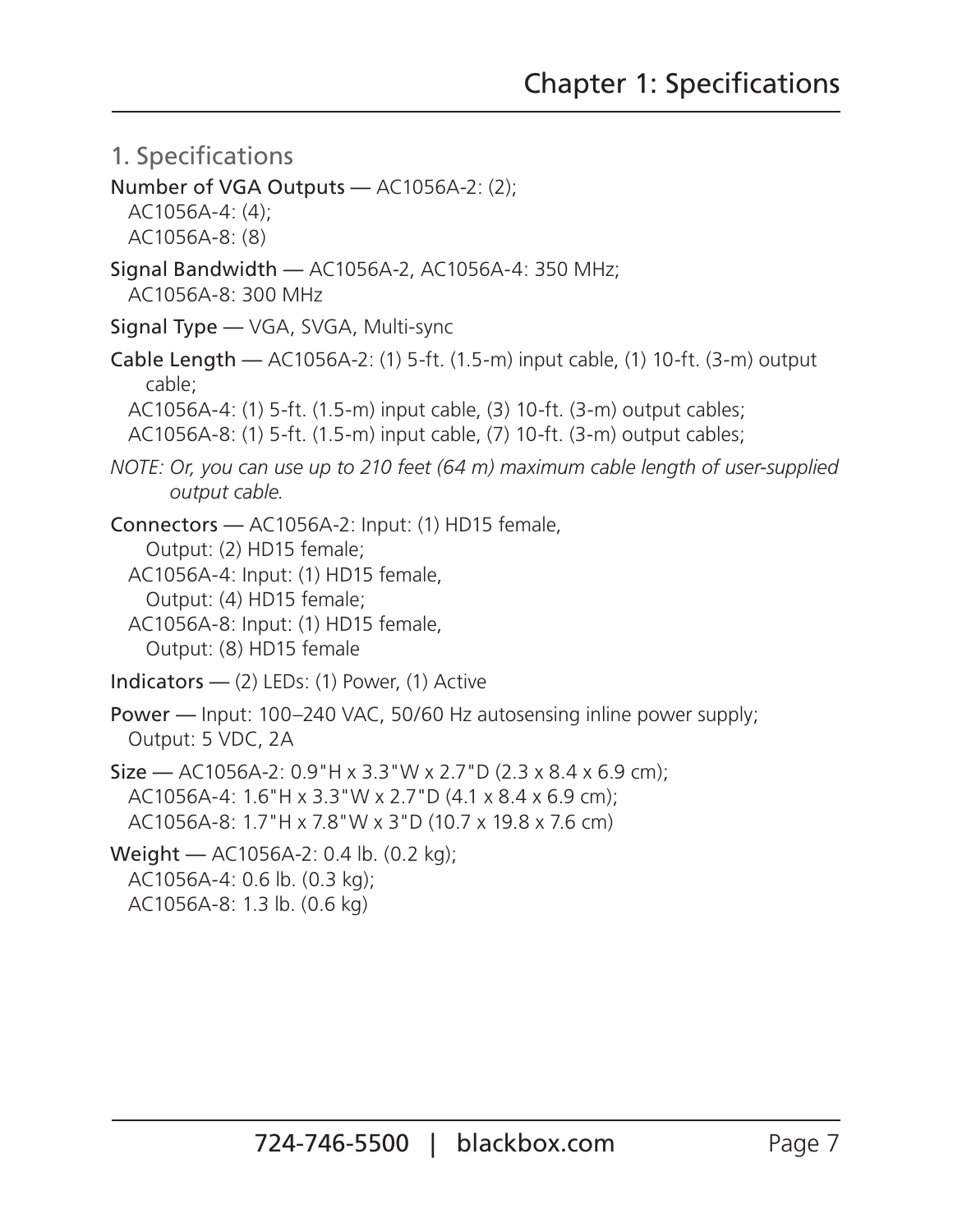# 1. Specifications

**Number of VGA Outputs** — AC1056A-2: (2);
AC1056A-4: (4);
AC1056A-8: (8)

**Signal Bandwidth** — AC1056A-2, AC1056A-4: 350 MHz;
AC1056A-8: 300 MHz

**Signal Type** — VGA, SVGA, Multi-sync

**Cable Length** — AC1056A-2: (1) 5-ft. (1.5-m) input cable, (1) 10-ft. (3-m) output cable;
AC1056A-4: (1) 5-ft. (1.5-m) input cable, (3) 10-ft. (3-m) output cables;
AC1056A-8: (1) 5-ft. (1.5-m) input cable, (7) 10-ft. (3-m) output cables;

*NOTE: Or, you can use up to 210 feet (64 m) maximum cable length of user-supplied output cable.*

**Connectors** — AC1056A-2: Input: (1) HD15 female,
Output: (2) HD15 female;
AC1056A-4: Input: (1) HD15 female,
Output: (4) HD15 female;
AC1056A-8: Input: (1) HD15 female,
Output: (8) HD15 female

**Indicators** — (2) LEDs: (1) Power, (1) Active

**Power** — Input: 100–240 VAC, 50/60 Hz autosensing inline power supply;
Output: 5 VDC, 2A

**Size** — AC1056A-2: 0.9"H x 3.3"W x 2.7"D (2.3 x 8.4 x 6.9 cm);
AC1056A-4: 1.6"H x 3.3"W x 2.7"D (4.1 x 8.4 x 6.9 cm);
AC1056A-8: 1.7"H x 7.8"W x 3"D (10.7 x 19.8 x 7.6 cm)

**Weight** — AC1056A-2: 0.4 lb. (0.2 kg);
AC1056A-4: 0.6 lb. (0.3 kg);
AC1056A-8: 1.3 lb. (0.6 kg)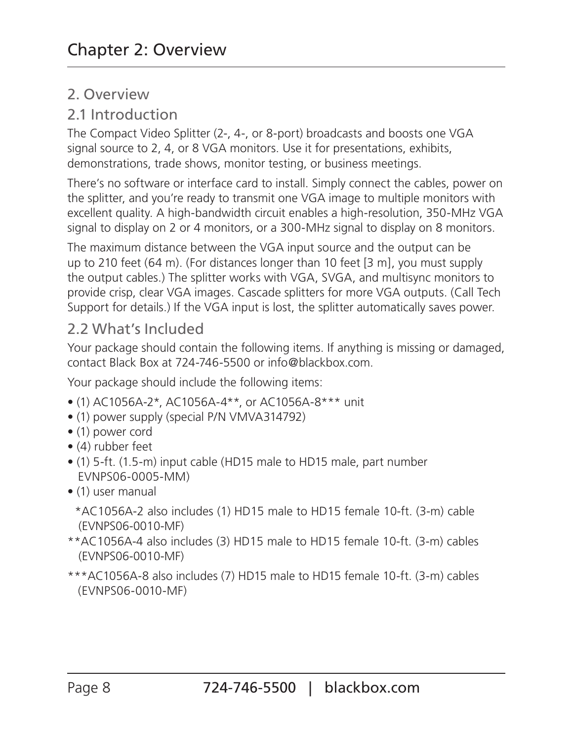# Chapter 2: Overview

## 2. Overview

### 2.1 Introduction

The Compact Video Splitter (2-, 4-, or 8-port) broadcasts and boosts one VGA signal source to 2, 4, or 8 VGA monitors. Use it for presentations, exhibits, demonstrations, trade shows, monitor testing, or business meetings.

There's no software or interface card to install. Simply connect the cables, power on the splitter, and you're ready to transmit one VGA image to multiple monitors with excellent quality. A high-bandwidth circuit enables a high-resolution, 350-MHz VGA signal to display on 2 or 4 monitors, or a 300-MHz signal to display on 8 monitors.

The maximum distance between the VGA input source and the output can be up to 210 feet (64 m). (For distances longer than 10 feet [3 m], you must supply the output cables.) The splitter works with VGA, SVGA, and multisync monitors to provide crisp, clear VGA images. Cascade splitters for more VGA outputs. (Call Tech Support for details.) If the VGA input is lost, the splitter automatically saves power.

### 2.2 What's Included

Your package should contain the following items. If anything is missing or damaged, contact Black Box at 724-746-5500 or info@blackbox.com.

Your package should include the following items:

- (1) AC1056A-2*, AC1056A-4**, or AC1056A-8*** unit
- (1) power supply (special P/N VMVA314792)
- (1) power cord
- (4) rubber feet
- (1) 5-ft. (1.5-m) input cable (HD15 male to HD15 male, part number EVNPS06-0005-MM)
- (1) user manual

*AC1056A-2 also includes (1) HD15 male to HD15 female 10-ft. (3-m) cable (EVNPS06-0010-MF)

**AC1056A-4 also includes (3) HD15 male to HD15 female 10-ft. (3-m) cables (EVNPS06-0010-MF)

***AC1056A-8 also includes (7) HD15 male to HD15 female 10-ft. (3-m) cables (EVNPS06-0010-MF)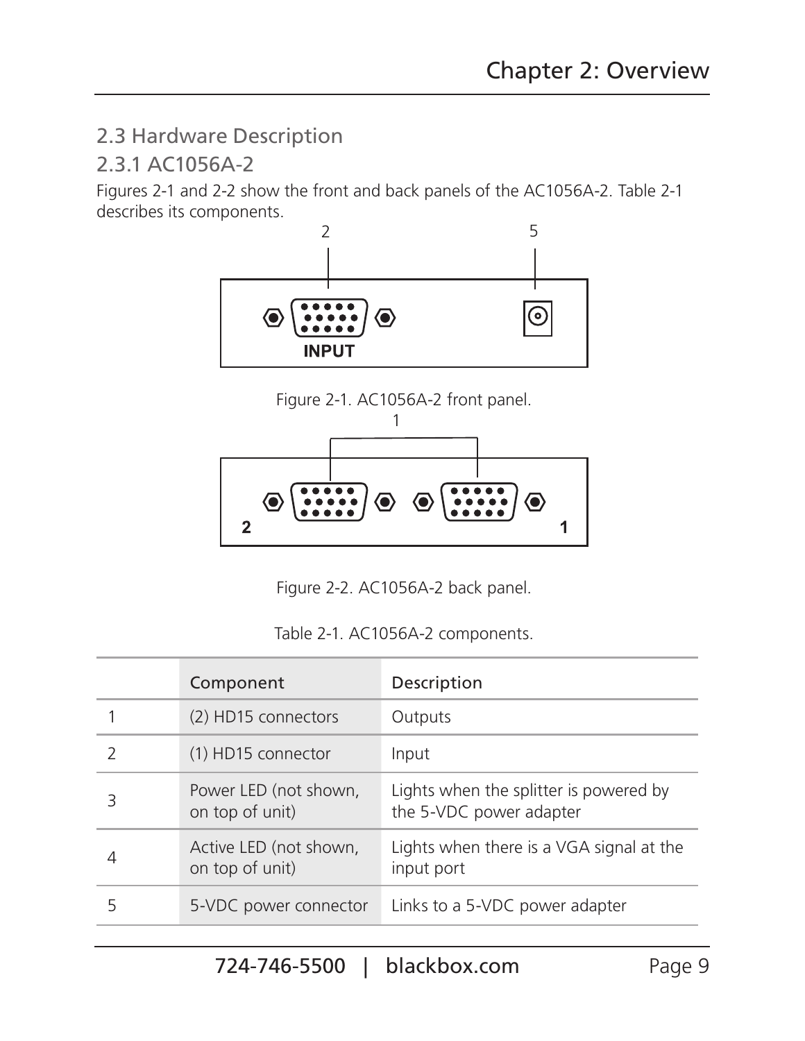## 2.3 Hardware Description

### 2.3.1 AC1056A-2

Figures 2-1 and 2-2 show the front and back panels of the AC1056A-2. Table 2-1 describes its components.

Figure 2-1. AC1056A-2 front panel.

Figure 2-2. AC1056A-2 back panel.

Table 2-1. AC1056A-2 components.

| | Component | Description |
|---|---|---|
| 1 | (2) HD15 connectors | Outputs |
| 2 | (1) HD15 connector | Input |
| 3 | Power LED (not shown, on top of unit) | Lights when the splitter is powered by the 5-VDC power adapter |
| 4 | Active LED (not shown, on top of unit) | Lights when there is a VGA signal at the input port |
| 5 | 5-VDC power connector | Links to a 5-VDC power adapter |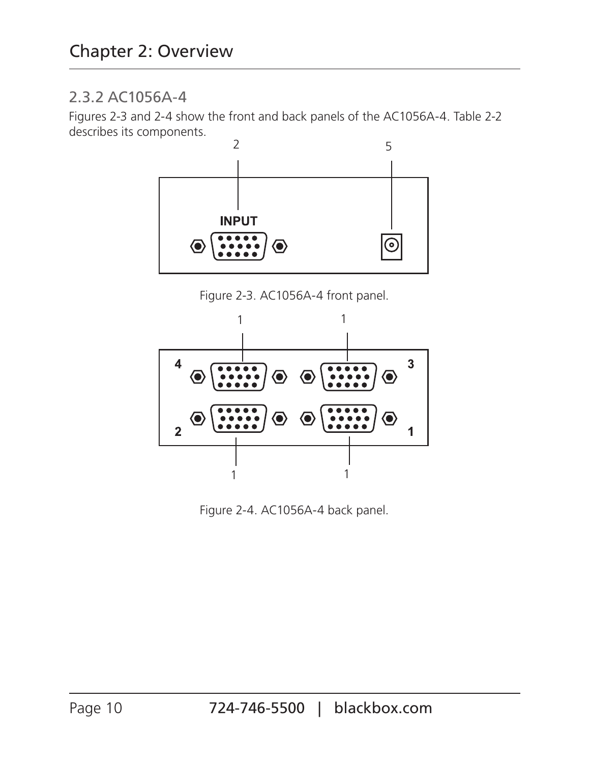## 2.3.2 AC1056A-4

Figures 2-3 and 2-4 show the front and back panels of the AC1056A-4. Table 2-2 describes its components.

Figure 2-3. AC1056A-4 front panel.

Figure 2-4. AC1056A-4 back panel.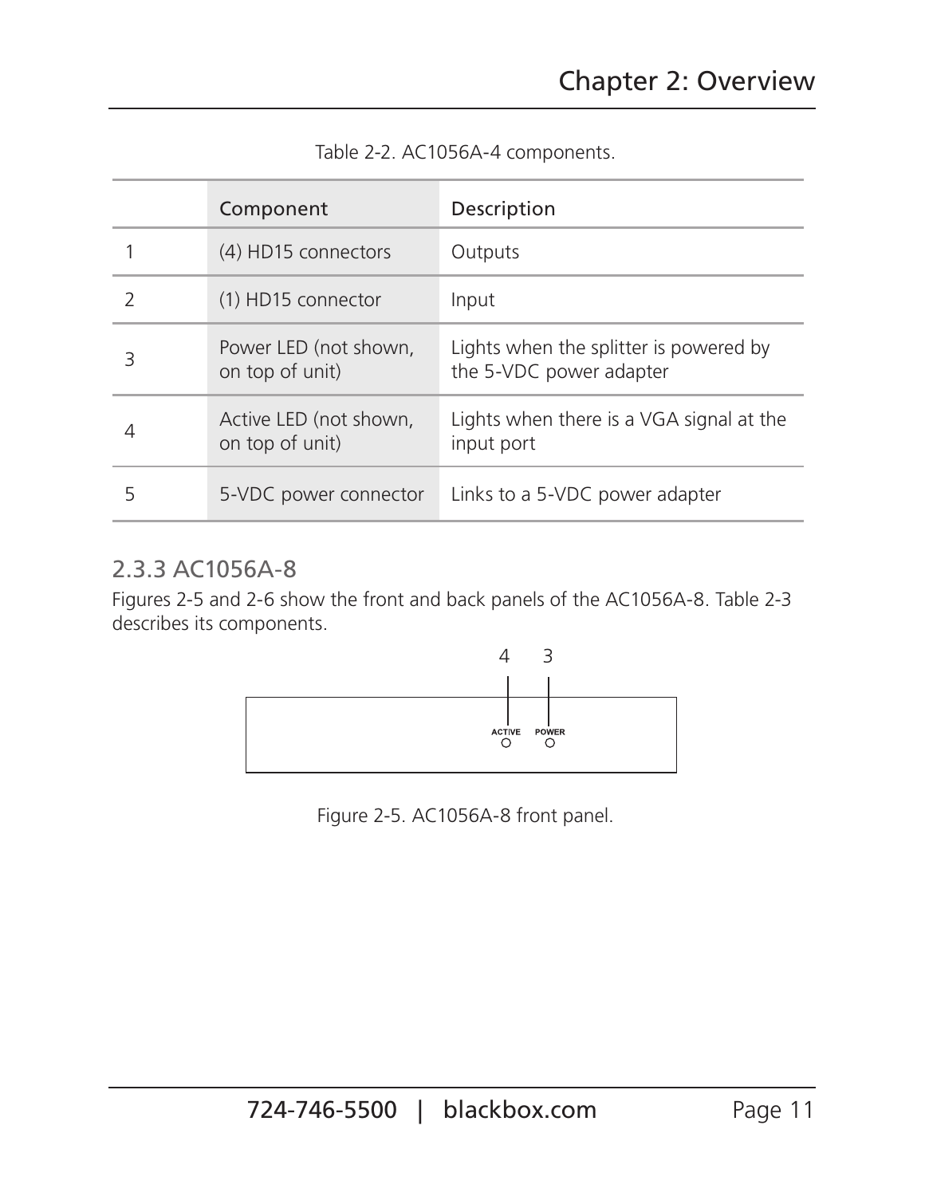Table 2-2. AC1056A-4 components.

| | Component | Description |
|---|---|---|
| 1 | (4) HD15 connectors | Outputs |
| 2 | (1) HD15 connector | Input |
| 3 | Power LED (not shown, on top of unit) | Lights when the splitter is powered by the 5-VDC power adapter |
| 4 | Active LED (not shown, on top of unit) | Lights when there is a VGA signal at the input port |
| 5 | 5-VDC power connector | Links to a 5-VDC power adapter |

### 2.3.3 AC1056A-8

Figures 2-5 and 2-6 show the front and back panels of the AC1056A-8. Table 2-3 describes its components.

4 3

ACTIVE POWER

Figure 2-5. AC1056A-8 front panel.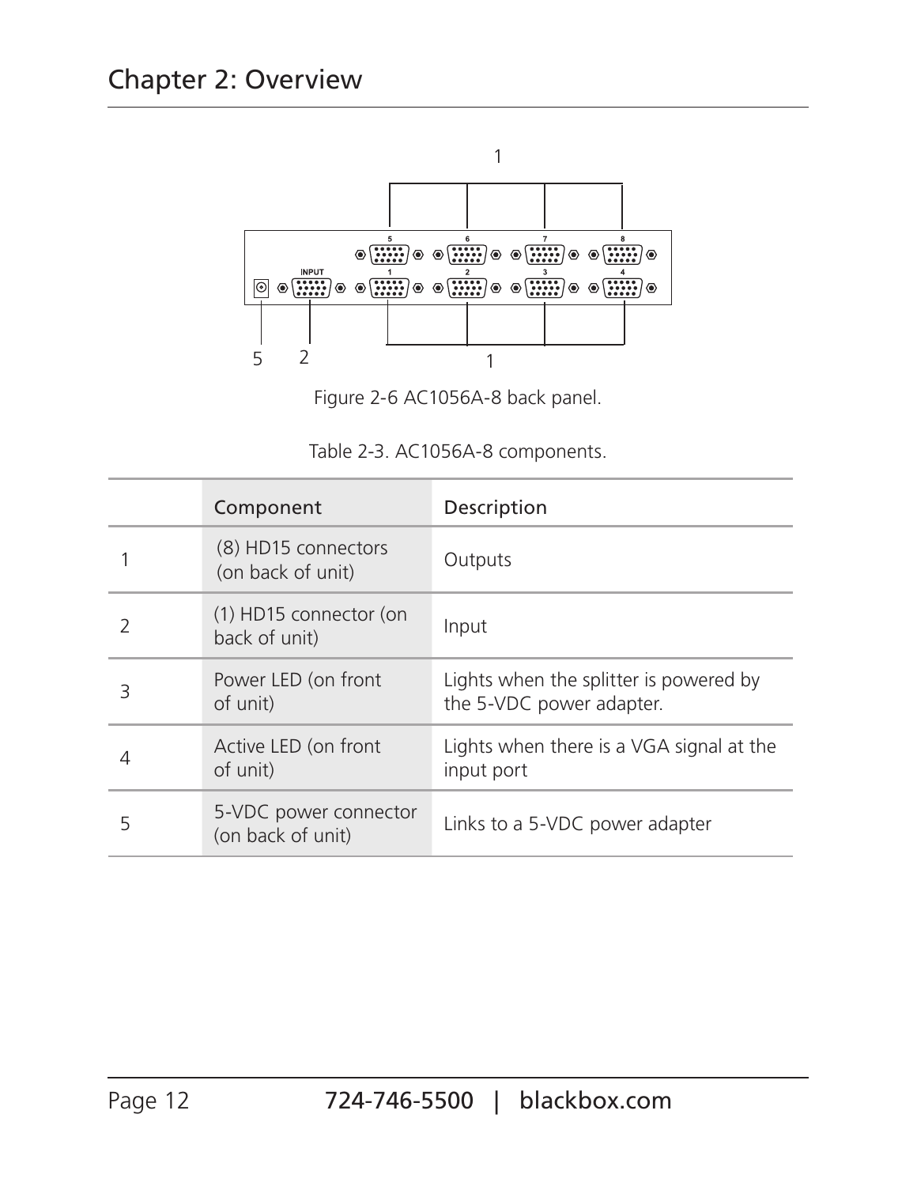Figure 2-6 AC1056A-8 back panel.

Table 2-3. AC1056A-8 components.

| | Component | Description |
|---|---|---|
| 1 | (8) HD15 connectors (on back of unit) | Outputs |
| 2 | (1) HD15 connector (on back of unit) | Input |
| 3 | Power LED (on front of unit) | Lights when the splitter is powered by the 5-VDC power adapter. |
| 4 | Active LED (on front of unit) | Lights when there is a VGA signal at the input port |
| 5 | 5-VDC power connector (on back of unit) | Links to a 5-VDC power adapter |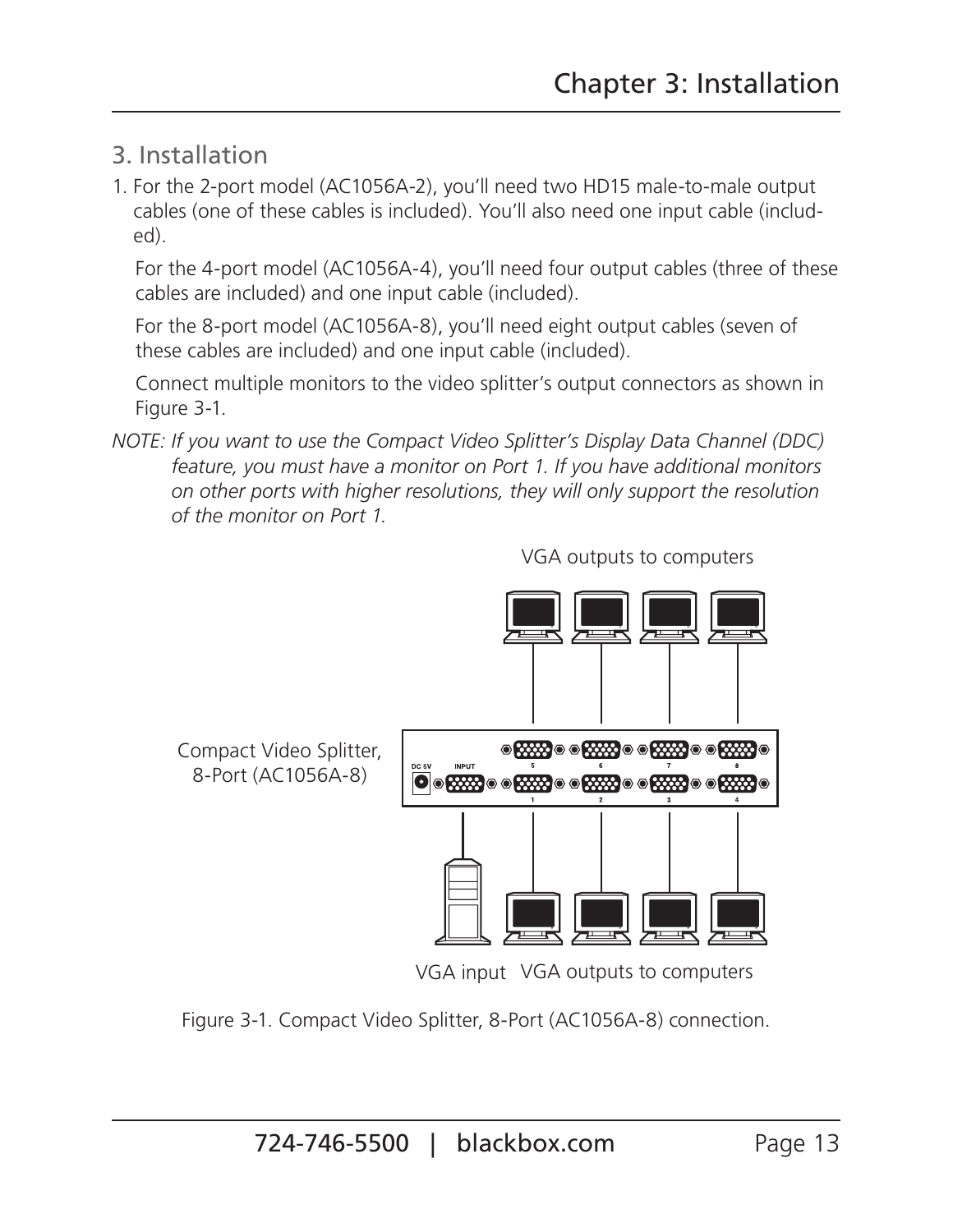## 3. Installation

1. For the 2-port model (AC1056A-2), you'll need two HD15 male-to-male output cables (one of these cables is included). You'll also need one input cable (included).

   For the 4-port model (AC1056A-4), you'll need four output cables (three of these cables are included) and one input cable (included).

   For the 8-port model (AC1056A-8), you'll need eight output cables (seven of these cables are included) and one input cable (included).

   Connect multiple monitors to the video splitter's output connectors as shown in Figure 3-1.

*NOTE: If you want to use the Compact Video Splitter's Display Data Channel (DDC) feature, you must have a monitor on Port 1. If you have additional monitors on other ports with higher resolutions, they will only support the resolution of the monitor on Port 1.*

VGA outputs to computers

Compact Video Splitter, 8-Port (AC1056A-8)

VGA input VGA outputs to computers

Figure 3-1. Compact Video Splitter, 8-Port (AC1056A-8) connection.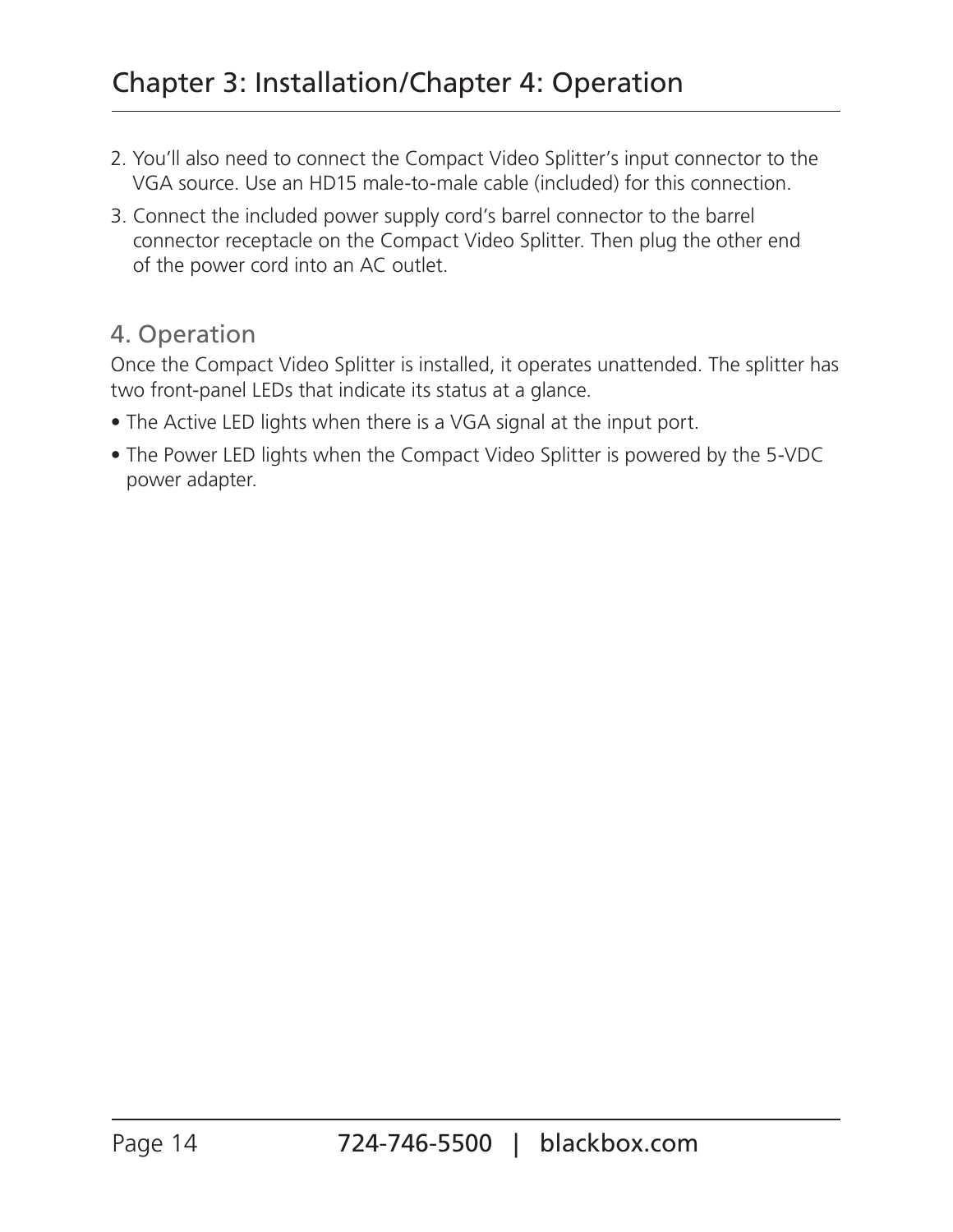2. You'll also need to connect the Compact Video Splitter's input connector to the VGA source. Use an HD15 male-to-male cable (included) for this connection.
3. Connect the included power supply cord's barrel connector to the barrel connector receptacle on the Compact Video Splitter. Then plug the other end of the power cord into an AC outlet.

## 4. Operation

Once the Compact Video Splitter is installed, it operates unattended. The splitter has two front-panel LEDs that indicate its status at a glance.

- The Active LED lights when there is a VGA signal at the input port.
- The Power LED lights when the Compact Video Splitter is powered by the 5-VDC power adapter.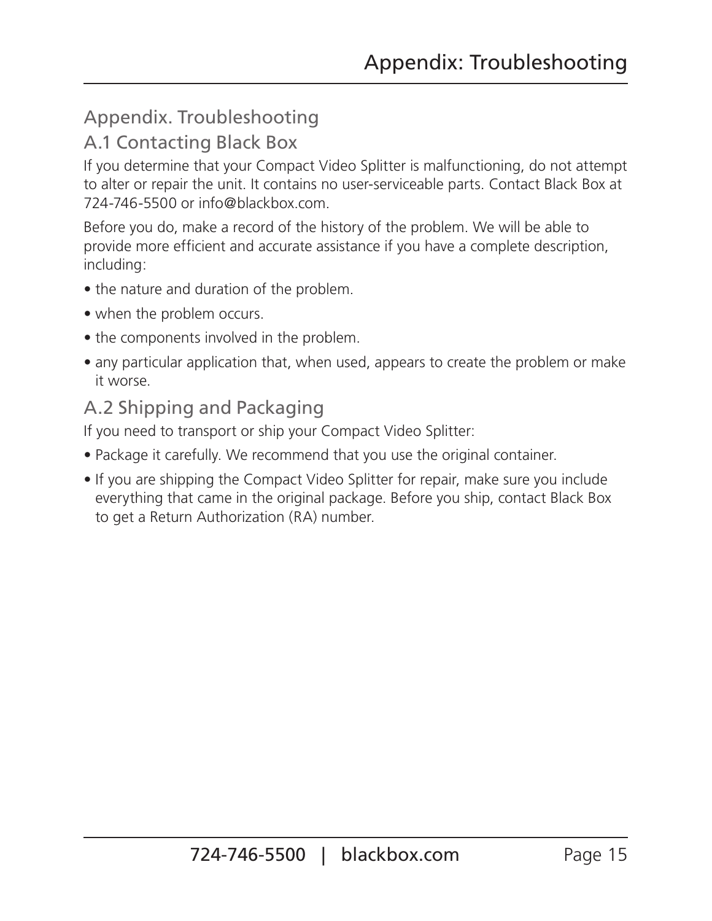# Appendix. Troubleshooting

## A.1 Contacting Black Box

If you determine that your Compact Video Splitter is malfunctioning, do not attempt to alter or repair the unit. It contains no user-serviceable parts. Contact Black Box at 724-746-5500 or info@blackbox.com.

Before you do, make a record of the history of the problem. We will be able to provide more efficient and accurate assistance if you have a complete description, including:

- the nature and duration of the problem.
- when the problem occurs.
- the components involved in the problem.
- any particular application that, when used, appears to create the problem or make it worse.

## A.2 Shipping and Packaging

If you need to transport or ship your Compact Video Splitter:

- Package it carefully. We recommend that you use the original container.
- If you are shipping the Compact Video Splitter for repair, make sure you include everything that came in the original package. Before you ship, contact Black Box to get a Return Authorization (RA) number.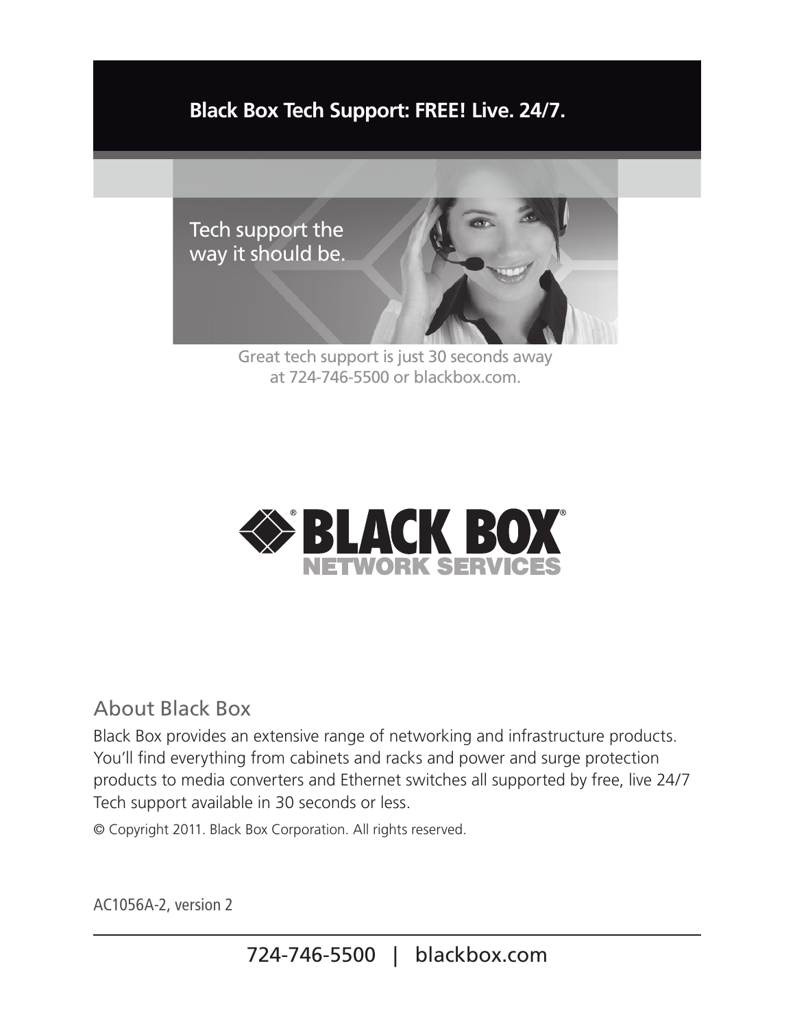**Black Box Tech Support: FREE! Live. 24/7.**

Tech support the way it should be.

Great tech support is just 30 seconds away at 724-746-5500 or blackbox.com.

BLACK BOX®
NETWORK SERVICES

## About Black Box

Black Box provides an extensive range of networking and infrastructure products. You'll find everything from cabinets and racks and power and surge protection products to media converters and Ethernet switches all supported by free, live 24/7 Tech support available in 30 seconds or less.

© Copyright 2011. Black Box Corporation. All rights reserved.

AC1056A-2, version 2

724-746-5500 | blackbox.com